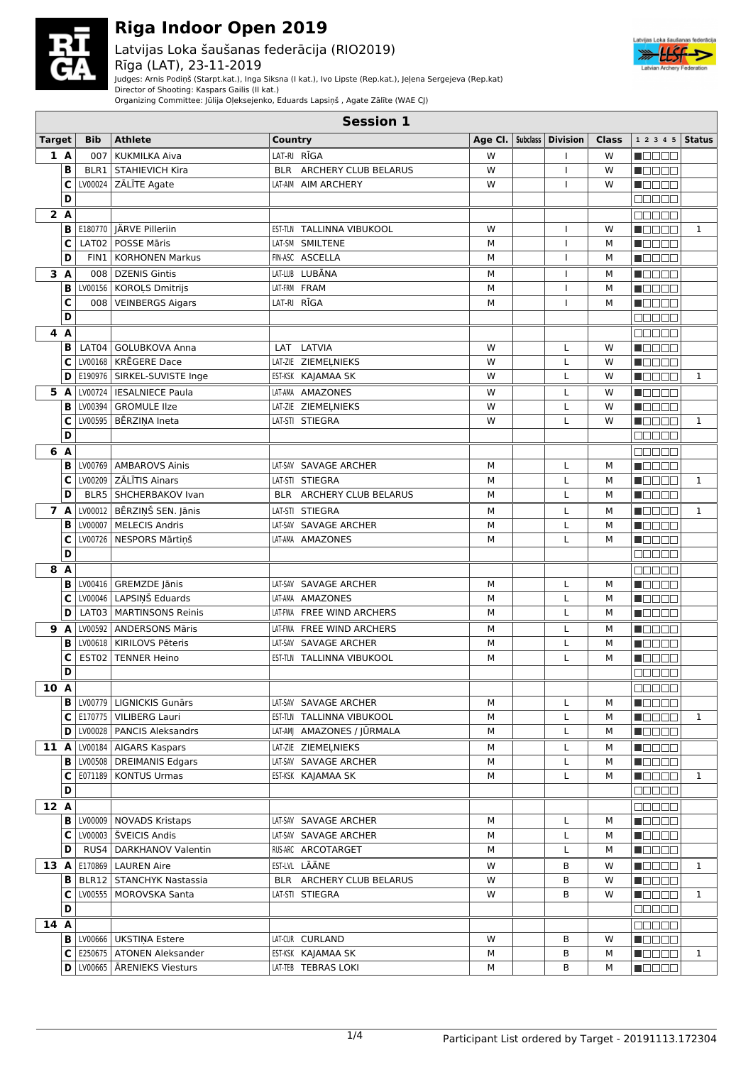# Riga Indoor Open 2019

## Latvijas Loka šaušanas federācija (RIO2019)

Rīga (LAT), 23-11-2019

Judges: Arnis Podiņš (Starpt.kat.), Inga Siksna (I kat.), Ivo Lipste (Rep.kat.), Jeļena Sergejeva (Rep.kat)
Director of Shooting: Kaspars Gailis (II kat.)
Organizing Committee: Jūlija Oļeksejenko, Eduards Lapsiņš , Agate Zālīte (WAE CJ)

### Session 1

| Target | | Bib | Athlete | Country | Age Cl. | Subclass | Division | Class | 1 2 3 4 5 | Status |
|---|---|---|---|---|---|---|---|---|---|---|
| 1 | A | 007 | KUKMILKA Aiva | LAT-RI RĪGA | W | | I | W | ■□□□□ | |
| | B | BLR1 | STAHIEVICH Kira | BLR ARCHERY CLUB BELARUS | W | | I | W | ■□□□□ | |
| | C | LV00024 | ZĀLĪTE Agate | LAT-AIM AIM ARCHERY | W | | I | W | ■□□□□ | |
| | D | | | | | | | | □□□□□ | |
| 2 | A | | | | | | | | □□□□□ | |
| | B | E180770 | JÄRVE Pilleriin | EST-TLN TALLINNA VIBUKOOL | W | | I | W | ■□□□□ | 1 |
| | C | LAT02 | POSSE Māris | LAT-SM SMILTENE | M | | I | M | ■□□□□ | |
| | D | FIN1 | KORHONEN Markus | FIN-ASC ASCELLA | M | | I | M | ■□□□□ | |
| 3 | A | 008 | DZENIS Gintis | LAT-LUB LUBĀNA | M | | I | M | ■□□□□ | |
| | B | LV00156 | KOROĻS Dmitrijs | LAT-FRM FRAM | M | | I | M | ■□□□□ | |
| | C | 008 | VEINBERGS Aigars | LAT-RI RĪGA | M | | I | M | ■□□□□ | |
| | D | | | | | | | | □□□□□ | |
| 4 | A | | | | | | | | □□□□□ | |
| | B | LAT04 | GOLUBKOVA Anna | LAT LATVIA | W | | L | W | ■□□□□ | |
| | C | LV00168 | KRĒGERE Dace | LAT-ZIE ZIEMEĻNIEKS | W | | L | W | ■□□□□ | |
| | D | E190976 | SIRKEL-SUVISTE Inge | EST-KSK KAJAMAA SK | W | | L | W | ■□□□□ | 1 |
| 5 | A | LV00724 | IESALNIECE Paula | LAT-AMA AMAZONES | W | | L | W | ■□□□□ | |
| | B | LV00394 | GROMULE Ilze | LAT-ZIE ZIEMEĻNIEKS | W | | L | W | ■□□□□ | |
| | C | LV00595 | BĒRZIŅA Ineta | LAT-STI STIEGRA | W | | L | W | ■□□□□ | 1 |
| | D | | | | | | | | □□□□□ | |
| 6 | A | | | | | | | | □□□□□ | |
| | B | LV00769 | AMBAROVS Ainis | LAT-SAV SAVAGE ARCHER | M | | L | M | ■□□□□ | |
| | C | LV00209 | ZĀLĪTIS Ainars | LAT-STI STIEGRA | M | | L | M | ■□□□□ | 1 |
| | D | BLR5 | SHCHERBAKOV Ivan | BLR ARCHERY CLUB BELARUS | M | | L | M | ■□□□□ | |
| 7 | A | LV00012 | BĒRZIŅŠ SEN. Jānis | LAT-STI STIEGRA | M | | L | M | ■□□□□ | 1 |
| | B | LV00007 | MELECIS Andris | LAT-SAV SAVAGE ARCHER | M | | L | M | ■□□□□ | |
| | C | LV00726 | NESPORS Mārtiņš | LAT-AMA AMAZONES | M | | L | M | ■□□□□ | |
| | D | | | | | | | | □□□□□ | |
| 8 | A | | | | | | | | □□□□□ | |
| | B | LV00416 | GREMZDE Jānis | LAT-SAV SAVAGE ARCHER | M | | L | M | ■□□□□ | |
| | C | LV00046 | LAPSIŅŠ Eduards | LAT-AMA AMAZONES | M | | L | M | ■□□□□ | |
| | D | LAT03 | MARTINSONS Reinis | LAT-FWA FREE WIND ARCHERS | M | | L | M | ■□□□□ | |
| 9 | A | LV00592 | ANDERSONS Māris | LAT-FWA FREE WIND ARCHERS | M | | L | M | ■□□□□ | |
| | B | LV00618 | KIRILOVS Pēteris | LAT-SAV SAVAGE ARCHER | M | | L | M | ■□□□□ | |
| | C | EST02 | TENNER Heino | EST-TLN TALLINNA VIBUKOOL | M | | L | M | ■□□□□ | |
| | D | | | | | | | | □□□□□ | |
| 10 | A | | | | | | | | □□□□□ | |
| | B | LV00779 | LIGNICKIS Gunārs | LAT-SAV SAVAGE ARCHER | M | | L | M | ■□□□□ | |
| | C | E170775 | VILIBERG Lauri | EST-TLN TALLINNA VIBUKOOL | M | | L | M | ■□□□□ | 1 |
| | D | LV00028 | PANCIS Aleksandrs | LAT-AMJ AMAZONES / JŪRMALA | M | | L | M | ■□□□□ | |
| 11 | A | LV00184 | AIGARS Kaspars | LAT-ZIE ZIEMEĻNIEKS | M | | L | M | ■□□□□ | |
| | B | LV00508 | DREIMANIS Edgars | LAT-SAV SAVAGE ARCHER | M | | L | M | ■□□□□ | |
| | C | E071189 | KONTUS Urmas | EST-KSK KAJAMAA SK | M | | L | M | ■□□□□ | 1 |
| | D | | | | | | | | □□□□□ | |
| 12 | A | | | | | | | | □□□□□ | |
| | B | LV00009 | NOVADS Kristaps | LAT-SAV SAVAGE ARCHER | M | | L | M | ■□□□□ | |
| | C | LV00003 | ŠVEICIS Andis | LAT-SAV SAVAGE ARCHER | M | | L | M | ■□□□□ | |
| | D | RUS4 | DARKHANOV Valentin | RUS-ARC ARCOTARGET | M | | L | M | ■□□□□ | |
| 13 | A | E170869 | LAUREN Aire | EST-LVL LÄÄNE | W | | B | W | ■□□□□ | 1 |
| | B | BLR12 | STANCHYK Nastassia | BLR ARCHERY CLUB BELARUS | W | | B | W | ■□□□□ | |
| | C | LV00555 | MOROVSKA Santa | LAT-STI STIEGRA | W | | B | W | ■□□□□ | 1 |
| | D | | | | | | | | □□□□□ | |
| 14 | A | | | | | | | | □□□□□ | |
| | B | LV00666 | UKSTIŅA Estere | LAT-CUR CURLAND | W | | B | W | ■□□□□ | |
| | C | E250675 | ATONEN Aleksander | EST-KSK KAJAMAA SK | M | | B | M | ■□□□□ | 1 |
| | D | LV00665 | ĀRENIEKS Viesturs | LAT-TEB TEBRAS LOKI | M | | B | M | ■□□□□ | |

Participant List ordered by Target - 20191113.172304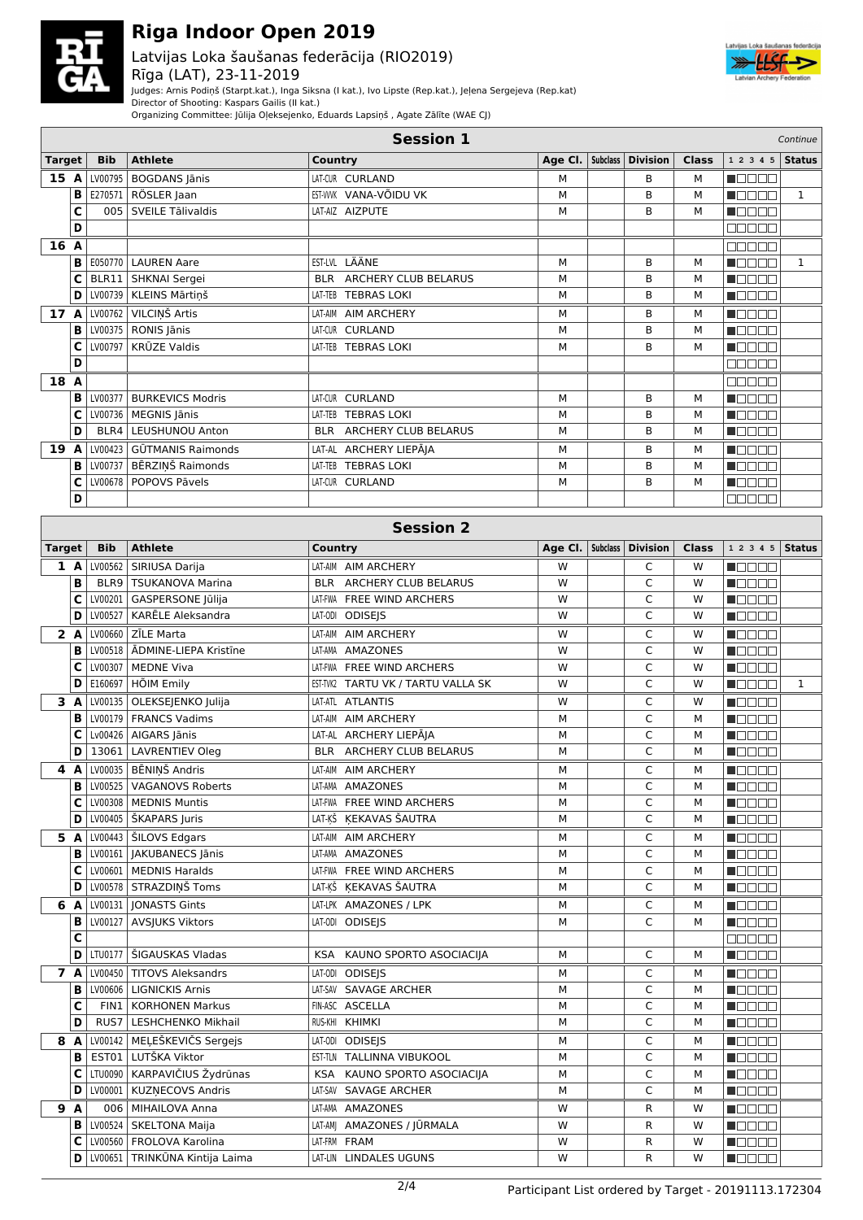# Riga Indoor Open 2019

Latvijas Loka šaušanas federācija (RIO2019)
Rīga (LAT), 23-11-2019

Judges: Arnis Podiņš (Starpt.kat.), Inga Siksna (I kat.), Ivo Lipste (Rep.kat.), Jeļena Sergejeva (Rep.kat)
Director of Shooting: Kaspars Gailis (II kat.)
Organizing Committee: Jūlija Oļeksejenko, Eduards Lapsiņš , Agate Zālīte (WAE CJ)

## Session 1

*Continue*

| Target | | Bib | Athlete | Country | Age Cl. | Subclass | Division | Class | 1 2 3 4 5 | Status |
|---|---|---|---|---|---|---|---|---|---|---|
| 15 | A | LV00795 | BOGDANS Jānis | LAT-CUR CURLAND | M | | B | M | | |
| | B | E270571 | RÖSLER Jaan | EST-VVK VANA-VÕIDU VK | M | | B | M | | 1 |
| | C | 005 | SVEILE Tālivaldis | LAT-AIZ AIZPUTE | M | | B | M | | |
| | D | | | | | | | | | |
| 16 | A | | | | | | | | | |
| | B | E050770 | LAUREN Aare | EST-LVL LÄÄNE | M | | B | M | | 1 |
| | C | BLR11 | SHKNAI Sergei | BLR ARCHERY CLUB BELARUS | M | | B | M | | |
| | D | LV00739 | KLEINS Mārtiņš | LAT-TEB TEBRAS LOKI | M | | B | M | | |
| 17 | A | LV00762 | VILCIŅŠ Artis | LAT-AIM AIM ARCHERY | M | | B | M | | |
| | B | LV00375 | RONIS Jānis | LAT-CUR CURLAND | M | | B | M | | |
| | C | LV00797 | KRŪZE Valdis | LAT-TEB TEBRAS LOKI | M | | B | M | | |
| | D | | | | | | | | | |
| 18 | A | | | | | | | | | |
| | B | LV00377 | BURKEVICS Modris | LAT-CUR CURLAND | M | | B | M | | |
| | C | LV00736 | MEGNIS Jānis | LAT-TEB TEBRAS LOKI | M | | B | M | | |
| | D | BLR4 | LEUSHUNOU Anton | BLR ARCHERY CLUB BELARUS | M | | B | M | | |
| 19 | A | LV00423 | GŪTMANIS Raimonds | LAT-AL ARCHERY LIEPĀJA | M | | B | M | | |
| | B | LV00737 | BĒRZIŅŠ Raimonds | LAT-TEB TEBRAS LOKI | M | | B | M | | |
| | C | LV00678 | POPOVS Pāvels | LAT-CUR CURLAND | M | | B | M | | |
| | D | | | | | | | | | |

## Session 2

| Target | | Bib | Athlete | Country | Age Cl. | Subclass | Division | Class | 1 2 3 4 5 | Status |
|---|---|---|---|---|---|---|---|---|---|---|
| 1 | A | LV00562 | SIRIUSA Darija | LAT-AIM AIM ARCHERY | W | | C | W | | |
| | B | BLR9 | TSUKANOVA Marina | BLR ARCHERY CLUB BELARUS | W | | C | W | | |
| | C | LV00201 | GASPERSONE Jūlija | LAT-FWA FREE WIND ARCHERS | W | | C | W | | |
| | D | LV00527 | KARĒLE Aleksandra | LAT-ODI ODISEJS | W | | C | W | | |
| 2 | A | LV00660 | ZĪLE Marta | LAT-AIM AIM ARCHERY | W | | C | W | | |
| | B | LV00518 | ĀDMINE-LIEPA Kristīne | LAT-AMA AMAZONES | W | | C | W | | |
| | C | LV00307 | MEDNE Viva | LAT-FWA FREE WIND ARCHERS | W | | C | W | | |
| | D | E160697 | HÕIM Emily | EST-TVK2 TARTU VK / TARTU VALLA SK | W | | C | W | | 1 |
| 3 | A | LV00135 | OLEKSEJENKO Julija | LAT-ATL ATLANTIS | W | | C | W | | |
| | B | LV00179 | FRANCS Vadims | LAT-AIM AIM ARCHERY | M | | C | M | | |
| | C | LV00426 | AIGARS Jānis | LAT-AL ARCHERY LIEPĀJA | M | | C | M | | |
| | D | 13061 | LAVRENTIEV Oleg | BLR ARCHERY CLUB BELARUS | M | | C | M | | |
| 4 | A | LV00035 | BĒNIŅŠ Andris | LAT-AIM AIM ARCHERY | M | | C | M | | |
| | B | LV00525 | VAGANOVS Roberts | LAT-AMA AMAZONES | M | | C | M | | |
| | C | LV00308 | MEDNIS Muntis | LAT-FWA FREE WIND ARCHERS | M | | C | M | | |
| | D | LV00405 | ŠKAPARS Juris | LAT-KŠ ĶEKAVAS ŠAUTRA | M | | C | M | | |
| 5 | A | LV00443 | ŠILOVS Edgars | LAT-AIM AIM ARCHERY | M | | C | M | | |
| | B | LV00161 | JAKUBANECS Jānis | LAT-AMA AMAZONES | M | | C | M | | |
| | C | LV00601 | MEDNIS Haralds | LAT-FWA FREE WIND ARCHERS | M | | C | M | | |
| | D | LV00578 | STRAZDIŅŠ Toms | LAT-KŠ ĶEKAVAS ŠAUTRA | M | | C | M | | |
| 6 | A | LV00131 | JONASTS Gints | LAT-LPK AMAZONES / LPK | M | | C | M | | |
| | B | LV00127 | AVSJUKS Viktors | LAT-ODI ODISEJS | M | | C | M | | |
| | C | | | | | | | | | |
| | D | LTU0177 | ŠIGAUSKAS Vladas | KSA KAUNO SPORTO ASOCIACIJA | M | | C | M | | |
| 7 | A | LV00450 | TITOVS Aleksandrs | LAT-ODI ODISEJS | M | | C | M | | |
| | B | LV00606 | LIGNICKIS Arnis | LAT-SAV SAVAGE ARCHER | M | | C | M | | |
| | C | FIN1 | KORHONEN Markus | FIN-ASC ASCELLA | M | | C | M | | |
| | D | RUS7 | LESHCHENKO Mikhail | RUS-KHI KHIMKI | M | | C | M | | |
| 8 | A | LV00142 | MEĻEŠKEVIČS Sergejs | LAT-ODI ODISEJS | M | | C | M | | |
| | B | EST01 | LUTŠKA Viktor | EST-TLN TALLINNA VIBUKOOL | M | | C | M | | |
| | C | LTU0090 | KARPAVIČIUS Žydrūnas | KSA KAUNO SPORTO ASOCIACIJA | M | | C | M | | |
| | D | LV00001 | KUZŅECOVS Andris | LAT-SAV SAVAGE ARCHER | M | | C | M | | |
| 9 | A | 006 | MIHAILOVA Anna | LAT-AMA AMAZONES | W | | R | W | | |
| | B | LV00524 | SKELTONA Maija | LAT-AMJ AMAZONES / JŪRMALA | W | | R | W | | |
| | C | LV00560 | FROLOVA Karolina | LAT-FRM FRAM | W | | R | W | | |
| | D | LV00651 | TRINKŪNA Kintija Laima | LAT-LIN LINDALES UGUNS | W | | R | W | | |

Participant List ordered by Target - 20191113.172304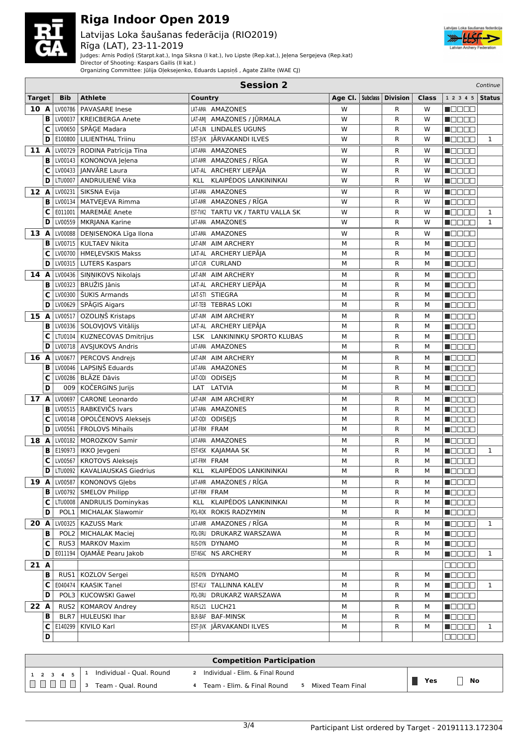# Riga Indoor Open 2019

Latvijas Loka šaušanas federācija (RIO2019)
Rīga (LAT), 23-11-2019

Judges: Arnis Podiņš (Starpt.kat.), Inga Siksna (I kat.), Ivo Lipste (Rep.kat.), Jeļena Sergejeva (Rep.kat)
Director of Shooting: Kaspars Gailis (II kat.)
Organizing Committee: Jūlija Oļeksejenko, Eduards Lapsiņš , Agate Zālīte (WAE CJ)

## Session 2

*Continue*

| Target | | Bib | Athlete | Country | | Age Cl. | Subclass | Division | Class | 1 2 3 4 5 | Status |
|---|---|---|---|---|---|---|---|---|---|---|---|
| 10 | A | LV00786 | PAVASARE Inese | LAT-AMA | AMAZONES | W | | R | W | ■□□□□ | |
| | B | LV00037 | KREICBERGA Anete | LAT-AMJ | AMAZONES / JŪRMALA | W | | R | W | ■□□□□ | |
| | C | LV00650 | SPĀĢE Madara | LAT-LIN | LINDALES UGUNS | W | | R | W | ■□□□□ | |
| | D | E100800 | LILIENTHAL Triinu | EST-JVK | JÄRVAKANDI ILVES | W | | R | W | ■□□□□ | 1 |
| 11 | A | LV00729 | RODINA Patrīcija Tina | LAT-AMA | AMAZONES | W | | R | W | ■□□□□ | |
| | B | LV00143 | KONONOVA Jeļena | LAT-AMR | AMAZONES / RĪGA | W | | R | W | ■□□□□ | |
| | C | LV00433 | JANVĀRE Laura | LAT-AL | ARCHERY LIEPĀJA | W | | R | W | ■□□□□ | |
| | D | LTU0007 | ANDRULIENĖ Vika | KLL | KLAIPĖDOS LANKININKAI | W | | R | W | ■□□□□ | |
| 12 | A | LV00231 | SIKSNA Evija | LAT-AMA | AMAZONES | W | | R | W | ■□□□□ | |
| | B | LV00134 | MATVEJEVA Rimma | LAT-AMR | AMAZONES / RĪGA | W | | R | W | ■□□□□ | |
| | C | E011001 | MAREMÄE Anete | EST-TVK2 | TARTU VK / TARTU VALLA SK | W | | R | W | ■□□□□ | 1 |
| | D | LV00559 | MKRJANA Karine | LAT-AMA | AMAZONES | W | | R | W | ■□□□□ | 1 |
| 13 | A | LV00088 | DEŅISENOKA Līga Ilona | LAT-AMA | AMAZONES | W | | R | W | ■□□□□ | |
| | B | LV00715 | KULTAEV Nikita | LAT-AIM | AIM ARCHERY | M | | R | M | ■□□□□ | |
| | C | LV00700 | HMEĻEVSKIS Makss | LAT-AL | ARCHERY LIEPĀJA | M | | R | M | ■□□□□ | |
| | D | LV00315 | LUTERS Kaspars | LAT-CUR | CURLAND | M | | R | M | ■□□□□ | |
| 14 | A | LV00436 | SIŅŅIKOVS Nikolajs | LAT-AIM | AIM ARCHERY | M | | R | M | ■□□□□ | |
| | B | LV00323 | BRUŽIS Jānis | LAT-AL | ARCHERY LIEPĀJA | M | | R | M | ■□□□□ | |
| | C | LV00300 | ŠUKIS Armands | LAT-STI | STIEGRA | M | | R | M | ■□□□□ | |
| | D | LV00629 | SPĀĢIS Aigars | LAT-TEB | TEBRAS LOKI | M | | R | M | ■□□□□ | |
| 15 | A | LV00517 | OZOLIŅŠ Kristaps | LAT-AIM | AIM ARCHERY | M | | R | M | ■□□□□ | |
| | B | LV00336 | SOLOVJOVS Vitālijs | LAT-AL | ARCHERY LIEPĀJA | M | | R | M | ■□□□□ | |
| | C | LTU0104 | KUZNECOVAS Dmitrijus | LSK | LANKININKŲ SPORTO KLUBAS | M | | R | M | ■□□□□ | |
| | D | LV00718 | AVSJUKOVS Andris | LAT-AMA | AMAZONES | M | | R | M | ■□□□□ | |
| 16 | A | LV00677 | PERCOVS Andrejs | LAT-AIM | AIM ARCHERY | M | | R | M | ■□□□□ | |
| | B | LV00046 | LAPSIŅŠ Eduards | LAT-AMA | AMAZONES | M | | R | M | ■□□□□ | |
| | C | LV00286 | BLĀZE Dāvis | LAT-ODI | ODISEJS | M | | R | M | ■□□□□ | |
| | D | 009 | KOČERGINS Jurijs | LAT | LATVIA | M | | R | M | ■□□□□ | |
| 17 | A | LV00697 | CARONE Leonardo | LAT-AIM | AIM ARCHERY | M | | R | M | ■□□□□ | |
| | B | LV00515 | RABKEVIČS Ivars | LAT-AMA | AMAZONES | M | | R | M | ■□□□□ | |
| | C | LV00148 | OPOLČENOVS Aleksejs | LAT-ODI | ODISEJS | M | | R | M | ■□□□□ | |
| | D | LV00561 | FROLOVS Mihails | LAT-FRM | FRAM | M | | R | M | ■□□□□ | |
| 18 | A | LV00182 | MOROZKOV Samir | LAT-AMA | AMAZONES | M | | R | M | ■□□□□ | |
| | B | E190973 | IKKO Jevgeni | EST-KSK | KAJAMAA SK | M | | R | M | ■□□□□ | 1 |
| | C | LV00567 | KROTOVS Aleksejs | LAT-FRM | FRAM | M | | R | M | ■□□□□ | |
| | D | LTU0092 | KAVALIAUSKAS Giedrius | KLL | KLAIPĖDOS LANKININKAI | M | | R | M | ■□□□□ | |
| 19 | A | LV00587 | KONONOVS Gļebs | LAT-AMR | AMAZONES / RĪGA | M | | R | M | ■□□□□ | |
| | B | LV00792 | SMELOV Philipp | LAT-FRM | FRAM | M | | R | M | ■□□□□ | |
| | C | LTU0008 | ANDRULIS Dominykas | KLL | KLAIPĖDOS LANKININKAI | M | | R | M | ■□□□□ | |
| | D | POL1 | MICHALAK Slawomir | POL-ROK | ROKIS RADZYMIN | M | | R | M | ■□□□□ | |
| 20 | A | LV00325 | KAZUSS Mark | LAT-AMR | AMAZONES / RĪGA | M | | R | M | ■□□□□ | 1 |
| | B | POL2 | MICHALAK Maciej | POL-DRU | DRUKARZ WARSZAWA | M | | R | M | ■□□□□ | |
| | C | RUS3 | MARKOV Maxim | RUS-DYN | DYNAMO | M | | R | M | ■□□□□ | |
| | D | E011194 | OJAMÄE Pearu Jakob | EST-NSAC | NS ARCHERY | M | | R | M | ■□□□□ | 1 |
| 21 | A | | | | | | | | | □□□□□ | |
| | B | RUS1 | KOZLOV Sergei | RUS-DYN | DYNAMO | M | | R | M | ■□□□□ | |
| | C | E040474 | KAASIK Tanel | EST-KLV | TALLINNA KALEV | M | | R | M | ■□□□□ | 1 |
| | D | POL3 | KUCOWSKI Gawel | POL-DRU | DRUKARZ WARSZAWA | M | | R | M | ■□□□□ | |
| 22 | A | RUS2 | KOMAROV Andrey | RUS-L21 | LUCH21 | M | | R | M | ■□□□□ | |
| | B | BLR7 | HULEUSKI Ihar | BLR-BAF | BAF-MINSK | M | | R | M | ■□□□□ | |
| | C | E140299 | KIVILO Karl | EST-JVK | JÄRVAKANDI ILVES | M | | R | M | ■□□□□ | 1 |
| | D | | | | | | | | | □□□□□ | |

## Competition Participation

| 1 2 3 4 5 | | |
|---|---|---|
| □□□□□ | 1 Individual - Qual. Round; 2 Individual - Elim. & Final Round; 3 Team - Qual. Round; 4 Team - Elim. & Final Round; 5 Mixed Team Final | ■ Yes □ No |

Participant List ordered by Target - 20191113.172304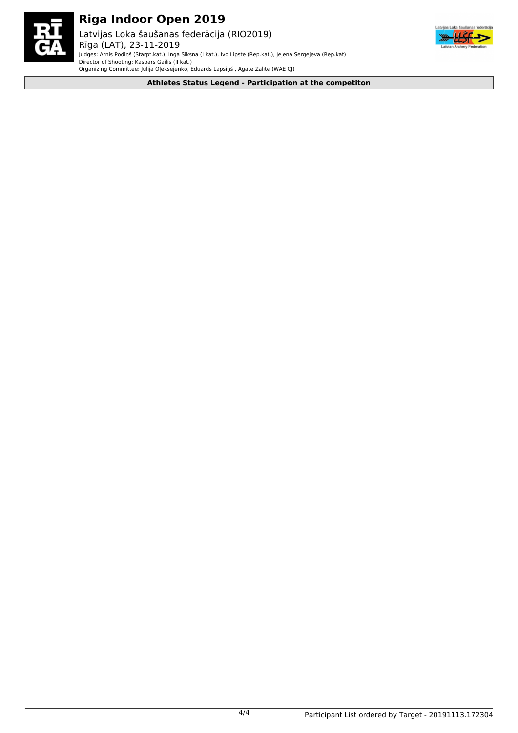**Athletes Status Legend - Participation at the competiton**